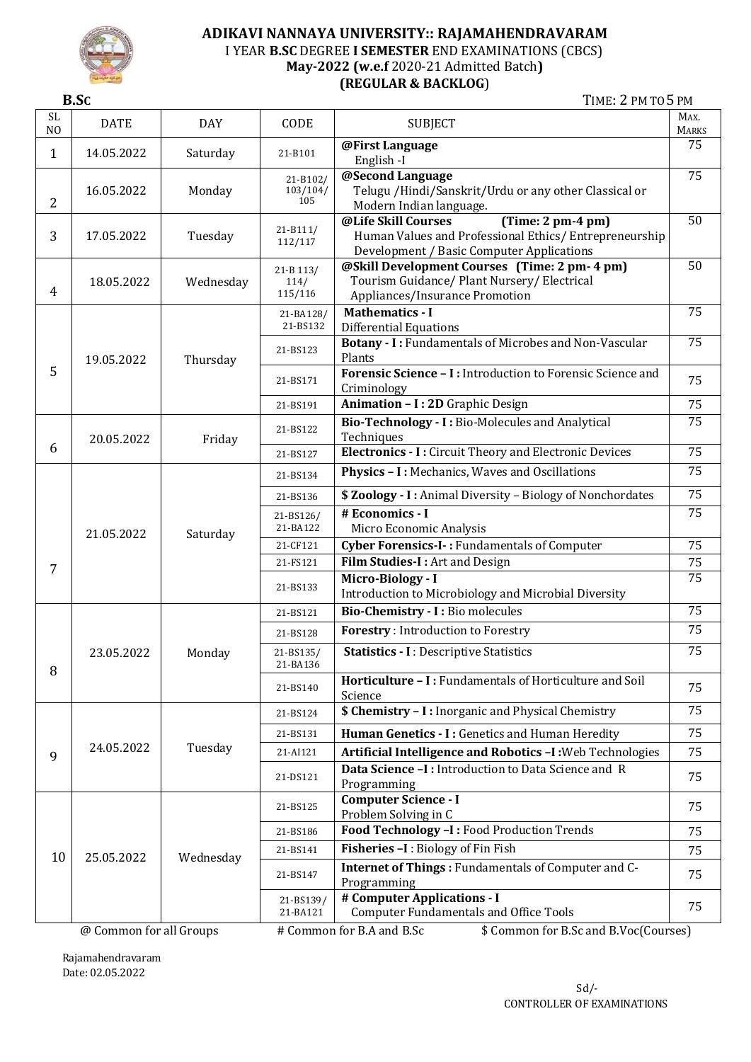# ADIKAVI NANNAYA UNIVERSITY:: RAJAMAHENDRAVARAM

I YEAR **B.SC** DEGREE **I SEMESTER** END EXAMINATIONS (CBCS)

**May-2022 (w.e.f** 2020-21 Admitted Batch**)**

**(REGULAR & BACKLOG)**

**B.SC** TIME: 2 PM TO 5 PM

| SL NO | DATE | DAY | CODE | SUBJECT | MAX. MARKS |
|---|---|---|---|---|---|
| 1 | 14.05.2022 | Saturday | 21-B101 | **@First Language** English -I | 75 |
| 2 | 16.05.2022 | Monday | 21-B102/ 103/104/ 105 | **@Second Language** Telugu /Hindi/Sanskrit/Urdu or any other Classical or Modern Indian language. | 75 |
| 3 | 17.05.2022 | Tuesday | 21-B111/ 112/117 | **@Life Skill Courses (Time: 2 pm-4 pm)** Human Values and Professional Ethics/ Entrepreneurship Development / Basic Computer Applications | 50 |
| 4 | 18.05.2022 | Wednesday | 21-B 113/ 114/ 115/116 | **@Skill Development Courses (Time: 2 pm- 4 pm)** Tourism Guidance/ Plant Nursery/ Electrical Appliances/Insurance Promotion | 50 |
| 5 | 19.05.2022 | Thursday | 21-BA128/ 21-BS132 | **Mathematics - I** Differential Equations | 75 |
| | | | 21-BS123 | **Botany - I :** Fundamentals of Microbes and Non-Vascular Plants | 75 |
| | | | 21-BS171 | **Forensic Science – I :** Introduction to Forensic Science and Criminology | 75 |
| | | | 21-BS191 | **Animation – I : 2D** Graphic Design | 75 |
| 6 | 20.05.2022 | Friday | 21-BS122 | **Bio-Technology - I :** Bio-Molecules and Analytical Techniques | 75 |
| | | | 21-BS127 | **Electronics - I :** Circuit Theory and Electronic Devices | 75 |
| 7 | 21.05.2022 | Saturday | 21-BS134 | **Physics – I :** Mechanics, Waves and Oscillations | 75 |
| | | | 21-BS136 | **$ Zoology - I :** Animal Diversity – Biology of Nonchordates | 75 |
| | | | 21-BS126/ 21-BA122 | **# Economics - I** Micro Economic Analysis | 75 |
| | | | 21-CF121 | **Cyber Forensics-I- :** Fundamentals of Computer | 75 |
| | | | 21-FS121 | **Film Studies-I :** Art and Design | 75 |
| | | | 21-BS133 | **Micro-Biology - I** Introduction to Microbiology and Microbial Diversity | 75 |
| 8 | 23.05.2022 | Monday | 21-BS121 | **Bio-Chemistry - I :** Bio molecules | 75 |
| | | | 21-BS128 | **Forestry** : Introduction to Forestry | 75 |
| | | | 21-BS135/ 21-BA136 | **Statistics - I** : Descriptive Statistics | 75 |
| | | | 21-BS140 | **Horticulture – I :** Fundamentals of Horticulture and Soil Science | 75 |
| 9 | 24.05.2022 | Tuesday | 21-BS124 | **$ Chemistry – I :** Inorganic and Physical Chemistry | 75 |
| | | | 21-BS131 | **Human Genetics - I :** Genetics and Human Heredity | 75 |
| | | | 21-AI121 | **Artificial Intelligence and Robotics –I :**Web Technologies | 75 |
| | | | 21-DS121 | **Data Science –I :** Introduction to Data Science and R Programming | 75 |
| 10 | 25.05.2022 | Wednesday | 21-BS125 | **Computer Science - I** Problem Solving in C | 75 |
| | | | 21-BS186 | **Food Technology –I :** Food Production Trends | 75 |
| | | | 21-BS141 | **Fisheries –I** : Biology of Fin Fish | 75 |
| | | | 21-BS147 | **Internet of Things :** Fundamentals of Computer and C-Programming | 75 |
| | | | 21-BS139/ 21-BA121 | **# Computer Applications - I** Computer Fundamentals and Office Tools | 75 |

@ Common for all Groups # Common for B.A and B.Sc $ Common for B.Sc and B.Voc(Courses)

Rajamahendravaram
Date: 02.05.2022

Sd/-
CONTROLLER OF EXAMINATIONS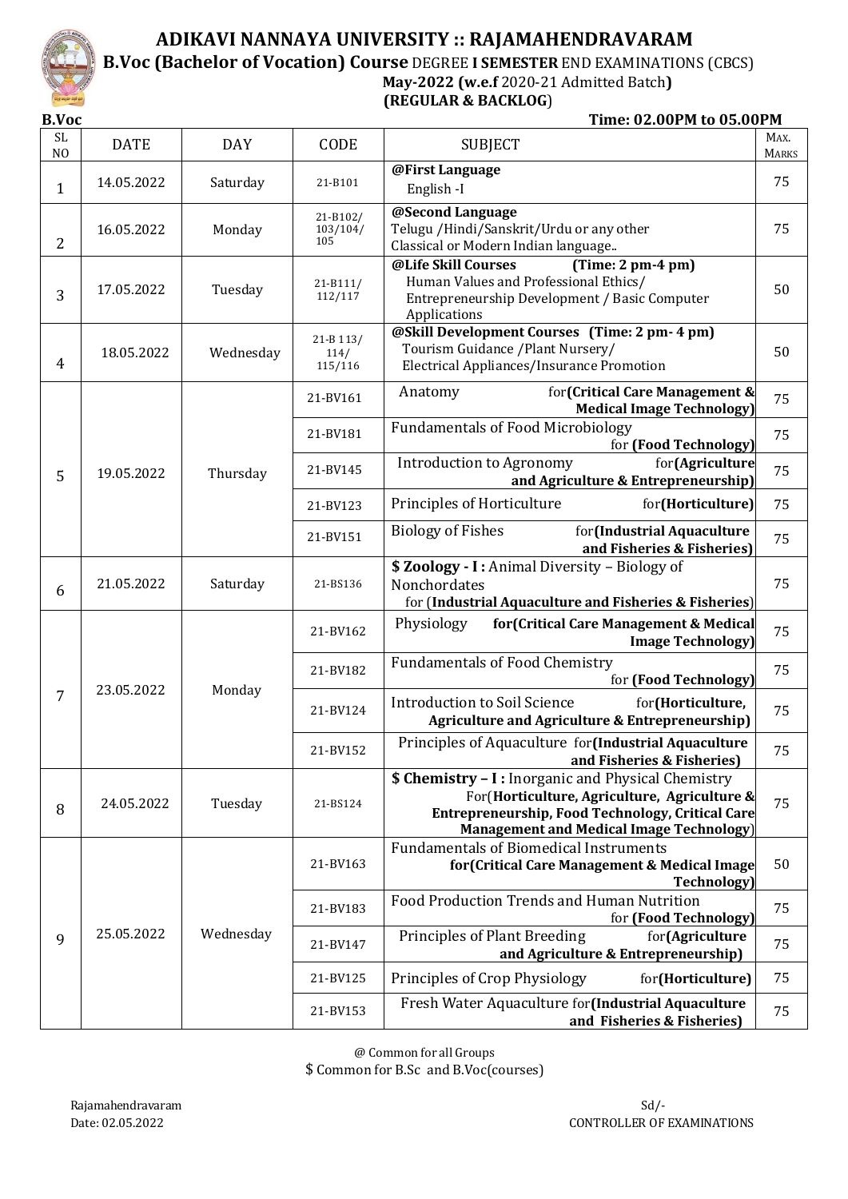# ADIKAVI NANNAYA UNIVERSITY :: RAJAMAHENDRAVARAM

**B.Voc (Bachelor of Vocation) Course** DEGREE **I SEMESTER** END EXAMINATIONS (CBCS)

**May-2022 (w.e.f** 2020-21 Admitted Batch**)**

**(REGULAR & BACKLOG)**

**B.Voc** **Time: 02.00PM to 05.00PM**

| SL NO | DATE | DAY | CODE | SUBJECT | MAX. MARKS |
|---|---|---|---|---|---|
| 1 | 14.05.2022 | Saturday | 21-B101 | **@First Language** English -I | 75 |
| 2 | 16.05.2022 | Monday | 21-B102/ 103/104/ 105 | **@Second Language** Telugu /Hindi/Sanskrit/Urdu or any other Classical or Modern Indian language.. | 75 |
| 3 | 17.05.2022 | Tuesday | 21-B111/ 112/117 | **@Life Skill Courses (Time: 2 pm-4 pm)** Human Values and Professional Ethics/ Entrepreneurship Development / Basic Computer Applications | 50 |
| 4 | 18.05.2022 | Wednesday | 21-B 113/ 114/ 115/116 | **@Skill Development Courses (Time: 2 pm- 4 pm)** Tourism Guidance /Plant Nursery/ Electrical Appliances/Insurance Promotion | 50 |
| 5 | 19.05.2022 | Thursday | 21-BV161 | Anatomy for**(Critical Care Management & Medical Image Technology)** | 75 |
| | | | 21-BV181 | Fundamentals of Food Microbiology for **(Food Technology)** | 75 |
| | | | 21-BV145 | Introduction to Agronomy for**(Agriculture and Agriculture & Entrepreneurship)** | 75 |
| | | | 21-BV123 | Principles of Horticulture for**(Horticulture)** | 75 |
| | | | 21-BV151 | Biology of Fishes for**(Industrial Aquaculture and Fisheries & Fisheries)** | 75 |
| 6 | 21.05.2022 | Saturday | 21-BS136 | **$ Zoology - I :** Animal Diversity – Biology of Nonchordates for (**Industrial Aquaculture and Fisheries & Fisheries**) | 75 |
| 7 | 23.05.2022 | Monday | 21-BV162 | Physiology **for(Critical Care Management & Medical Image Technology)** | 75 |
| | | | 21-BV182 | Fundamentals of Food Chemistry for **(Food Technology)** | 75 |
| | | | 21-BV124 | Introduction to Soil Science for**(Horticulture, Agriculture and Agriculture & Entrepreneurship)** | 75 |
| | | | 21-BV152 | Principles of Aquaculture for**(Industrial Aquaculture and Fisheries & Fisheries)** | 75 |
| 8 | 24.05.2022 | Tuesday | 21-BS124 | **$ Chemistry – I :** Inorganic and Physical Chemistry For(**Horticulture, Agriculture, Agriculture & Entrepreneurship, Food Technology, Critical Care Management and Medical Image Technology**) | 75 |
| 9 | 25.05.2022 | Wednesday | 21-BV163 | Fundamentals of Biomedical Instruments **for(Critical Care Management & Medical Image Technology)** | 50 |
| | | | 21-BV183 | Food Production Trends and Human Nutrition for **(Food Technology)** | 75 |
| | | | 21-BV147 | Principles of Plant Breeding for**(Agriculture and Agriculture & Entrepreneurship)** | 75 |
| | | | 21-BV125 | Principles of Crop Physiology for**(Horticulture)** | 75 |
| | | | 21-BV153 | Fresh Water Aquaculture for**(Industrial Aquaculture and Fisheries & Fisheries)** | 75 |

@ Common for all Groups

$ Common for B.Sc and B.Voc(courses)

Rajamahendravaram
Date: 02.05.2022

Sd/-
CONTROLLER OF EXAMINATIONS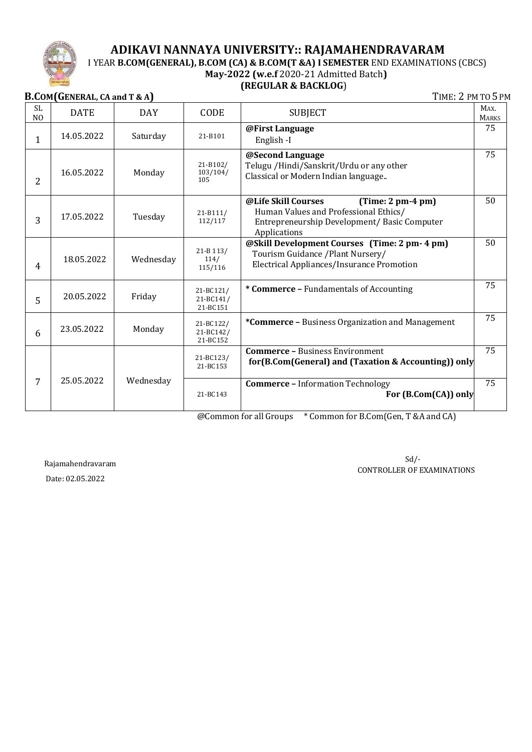# ADIKAVI NANNAYA UNIVERSITY:: RAJAMAHENDRAVARAM

I YEAR **B.COM(GENERAL), B.COM (CA) & B.COM(T &A) I SEMESTER** END EXAMINATIONS (CBCS)

**May-2022 (w.e.f** 2020-21 Admitted Batch**)**

**(REGULAR & BACKLOG)**

**B.COM(GENERAL, CA and T & A)** TIME: 2 PM TO 5 PM

| SL NO | DATE | DAY | CODE | SUBJECT | MAX. MARKS |
|---|---|---|---|---|---|
| 1 | 14.05.2022 | Saturday | 21-B101 | **@First Language** English -I | 75 |
| 2 | 16.05.2022 | Monday | 21-B102/ 103/104/ 105 | **@Second Language** Telugu /Hindi/Sanskrit/Urdu or any other Classical or Modern Indian language.. | 75 |
| 3 | 17.05.2022 | Tuesday | 21-B111/ 112/117 | **@Life Skill Courses (Time: 2 pm-4 pm)** Human Values and Professional Ethics/ Entrepreneurship Development/ Basic Computer Applications | 50 |
| 4 | 18.05.2022 | Wednesday | 21-B 113/ 114/ 115/116 | **@Skill Development Courses (Time: 2 pm- 4 pm)** Tourism Guidance /Plant Nursery/ Electrical Appliances/Insurance Promotion | 50 |
| 5 | 20.05.2022 | Friday | 21-BC121/ 21-BC141/ 21-BC151 | **\* Commerce –** Fundamentals of Accounting | 75 |
| 6 | 23.05.2022 | Monday | 21-BC122/ 21-BC142/ 21-BC152 | **\*Commerce –** Business Organization and Management | 75 |
| 7 | 25.05.2022 | Wednesday | 21-BC123/ 21-BC153 | **Commerce –** Business Environment **for(B.Com(General) and (Taxation & Accounting)) only** | 75 |
| | | | 21-BC143 | **Commerce –** Information Technology **For (B.Com(CA)) only** | 75 |

@Common for all Groups * Common for B.Com(Gen, T &A and CA)

Rajamahendravaram

Date: 02.05.2022

Sd/-
CONTROLLER OF EXAMINATIONS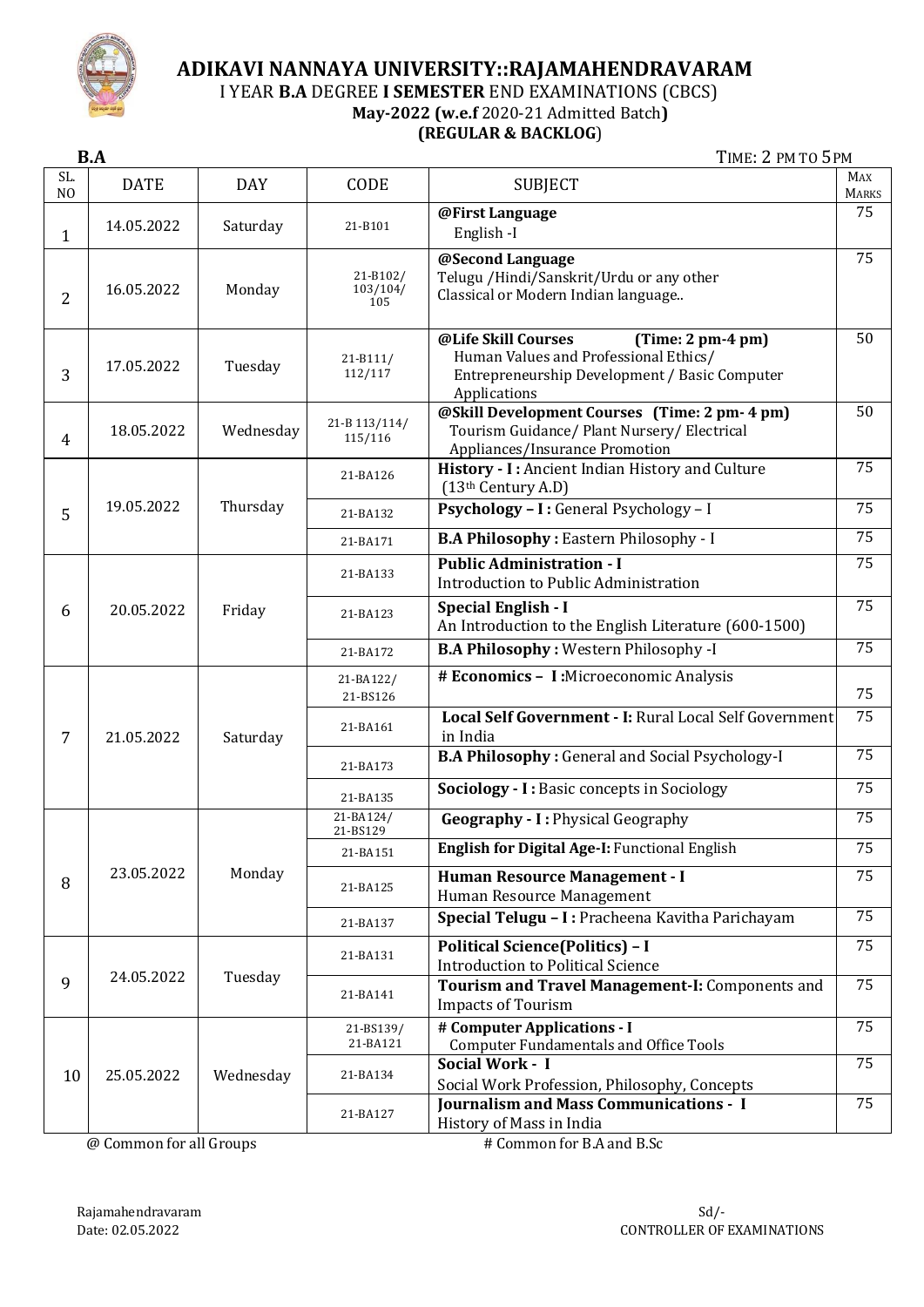# ADIKAVI NANNAYA UNIVERSITY::RAJAMAHENDRAVARAM

I YEAR **B.A** DEGREE **I SEMESTER** END EXAMINATIONS (CBCS)

**May-2022 (w.e.f** 2020-21 Admitted Batch**)**

**(REGULAR & BACKLOG)**

**B.A** TIME: 2 PM TO 5 PM

| SL. NO | DATE | DAY | CODE | SUBJECT | MAX MARKS |
|---|---|---|---|---|---|
| 1 | 14.05.2022 | Saturday | 21-B101 | **@First Language** English -I | 75 |
| 2 | 16.05.2022 | Monday | 21-B102/ 103/104/ 105 | **@Second Language** Telugu /Hindi/Sanskrit/Urdu or any other Classical or Modern Indian language.. | 75 |
| 3 | 17.05.2022 | Tuesday | 21-B111/ 112/117 | **@Life Skill Courses (Time: 2 pm-4 pm)** Human Values and Professional Ethics/ Entrepreneurship Development / Basic Computer Applications | 50 |
| 4 | 18.05.2022 | Wednesday | 21-B 113/114/ 115/116 | **@Skill Development Courses (Time: 2 pm- 4 pm)** Tourism Guidance/ Plant Nursery/ Electrical Appliances/Insurance Promotion | 50 |
| 5 | 19.05.2022 | Thursday | 21-BA126 | **History - I :** Ancient Indian History and Culture (13th Century A.D) | 75 |
| | | | 21-BA132 | **Psychology – I :** General Psychology – I | 75 |
| | | | 21-BA171 | **B.A Philosophy :** Eastern Philosophy - I | 75 |
| 6 | 20.05.2022 | Friday | 21-BA133 | **Public Administration - I** Introduction to Public Administration | 75 |
| | | | 21-BA123 | **Special English - I** An Introduction to the English Literature (600-1500) | 75 |
| | | | 21-BA172 | **B.A Philosophy :** Western Philosophy -I | 75 |
| 7 | 21.05.2022 | Saturday | 21-BA122/ 21-BS126 | **# Economics – I :**Microeconomic Analysis | 75 |
| | | | 21-BA161 | **Local Self Government - I:** Rural Local Self Government in India | 75 |
| | | | 21-BA173 | **B.A Philosophy :** General and Social Psychology-I | 75 |
| | | | 21-BA135 | **Sociology - I :** Basic concepts in Sociology | 75 |
| 8 | 23.05.2022 | Monday | 21-BA124/ 21-BS129 | **Geography - I :** Physical Geography | 75 |
| | | | 21-BA151 | **English for Digital Age-I:** Functional English | 75 |
| | | | 21-BA125 | **Human Resource Management - I** Human Resource Management | 75 |
| | | | 21-BA137 | **Special Telugu – I :** Pracheena Kavitha Parichayam | 75 |
| 9 | 24.05.2022 | Tuesday | 21-BA131 | **Political Science(Politics) – I** Introduction to Political Science | 75 |
| | | | 21-BA141 | **Tourism and Travel Management-I:** Components and Impacts of Tourism | 75 |
| 10 | 25.05.2022 | Wednesday | 21-BS139/ 21-BA121 | **# Computer Applications - I** Computer Fundamentals and Office Tools | 75 |
| | | | 21-BA134 | **Social Work - I** Social Work Profession, Philosophy, Concepts | 75 |
| | | | 21-BA127 | **Journalism and Mass Communications - I** History of Mass in India | 75 |

@ Common for all Groups # Common for B.A and B.Sc

Rajamahendravaram
Date: 02.05.2022

Sd/-
CONTROLLER OF EXAMINATIONS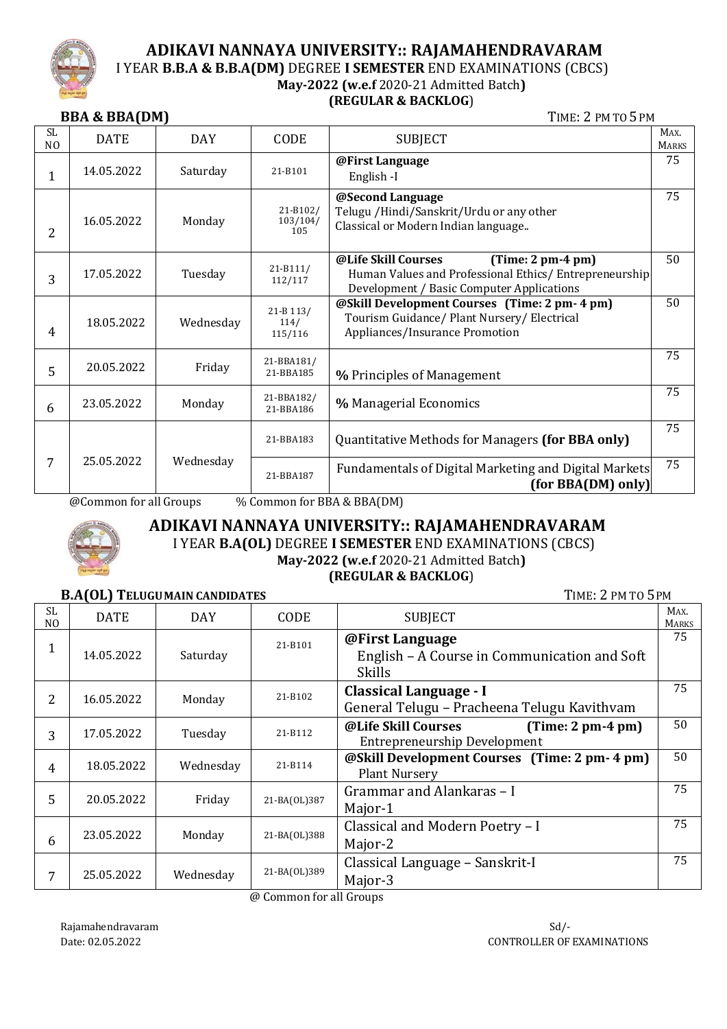# ADIKAVI NANNAYA UNIVERSITY:: RAJAMAHENDRAVARAM

I YEAR **B.B.A & B.B.A(DM)** DEGREE **I SEMESTER** END EXAMINATIONS (CBCS)

**May-2022 (w.e.f** 2020-21 Admitted Batch**)**

**(REGULAR & BACKLOG)**

**BBA & BBA(DM)** TIME: 2 PM TO 5 PM

| SL NO | DATE | DAY | CODE | SUBJECT | MAX. MARKS |
|---|---|---|---|---|---|
| 1 | 14.05.2022 | Saturday | 21-B101 | **@First Language** English -I | 75 |
| 2 | 16.05.2022 | Monday | 21-B102/ 103/104/ 105 | **@Second Language** Telugu /Hindi/Sanskrit/Urdu or any other Classical or Modern Indian language.. | 75 |
| 3 | 17.05.2022 | Tuesday | 21-B111/ 112/117 | **@Life Skill Courses (Time: 2 pm-4 pm)** Human Values and Professional Ethics/ Entrepreneurship Development / Basic Computer Applications | 50 |
| 4 | 18.05.2022 | Wednesday | 21-B 113/ 114/ 115/116 | **@Skill Development Courses (Time: 2 pm- 4 pm)** Tourism Guidance/ Plant Nursery/ Electrical Appliances/Insurance Promotion | 50 |
| 5 | 20.05.2022 | Friday | 21-BBA181/ 21-BBA185 | **%** Principles of Management | 75 |
| 6 | 23.05.2022 | Monday | 21-BBA182/ 21-BBA186 | **%** Managerial Economics | 75 |
| 7 | 25.05.2022 | Wednesday | 21-BBA183 | Quantitative Methods for Managers **(for BBA only)** | 75 |
| | | | 21-BBA187 | Fundamentals of Digital Marketing and Digital Markets **(for BBA(DM) only)** | 75 |

@Common for all Groups % Common for BBA & BBA(DM)

# ADIKAVI NANNAYA UNIVERSITY:: RAJAMAHENDRAVARAM

I YEAR **B.A(OL)** DEGREE **I SEMESTER** END EXAMINATIONS (CBCS)

**May-2022 (w.e.f** 2020-21 Admitted Batch**)**

**(REGULAR & BACKLOG)**

**B.A(OL) TELUGU MAIN CANDIDATES** TIME: 2 PM TO 5 PM

| SL NO | DATE | DAY | CODE | SUBJECT | MAX. MARKS |
|---|---|---|---|---|---|
| 1 | 14.05.2022 | Saturday | 21-B101 | **@First Language** English – A Course in Communication and Soft Skills | 75 |
| 2 | 16.05.2022 | Monday | 21-B102 | **Classical Language - I** General Telugu – Pracheena Telugu Kavithvam | 75 |
| 3 | 17.05.2022 | Tuesday | 21-B112 | **@Life Skill Courses (Time: 2 pm-4 pm)** Entrepreneurship Development | 50 |
| 4 | 18.05.2022 | Wednesday | 21-B114 | **@Skill Development Courses (Time: 2 pm- 4 pm)** Plant Nursery | 50 |
| 5 | 20.05.2022 | Friday | 21-BA(OL)387 | Grammar and Alankaras – I Major-1 | 75 |
| 6 | 23.05.2022 | Monday | 21-BA(OL)388 | Classical and Modern Poetry – I Major-2 | 75 |
| 7 | 25.05.2022 | Wednesday | 21-BA(OL)389 | Classical Language – Sanskrit-I Major-3 | 75 |

@ Common for all Groups

Rajamahendravaram
Date: 02.05.2022

Sd/-
CONTROLLER OF EXAMINATIONS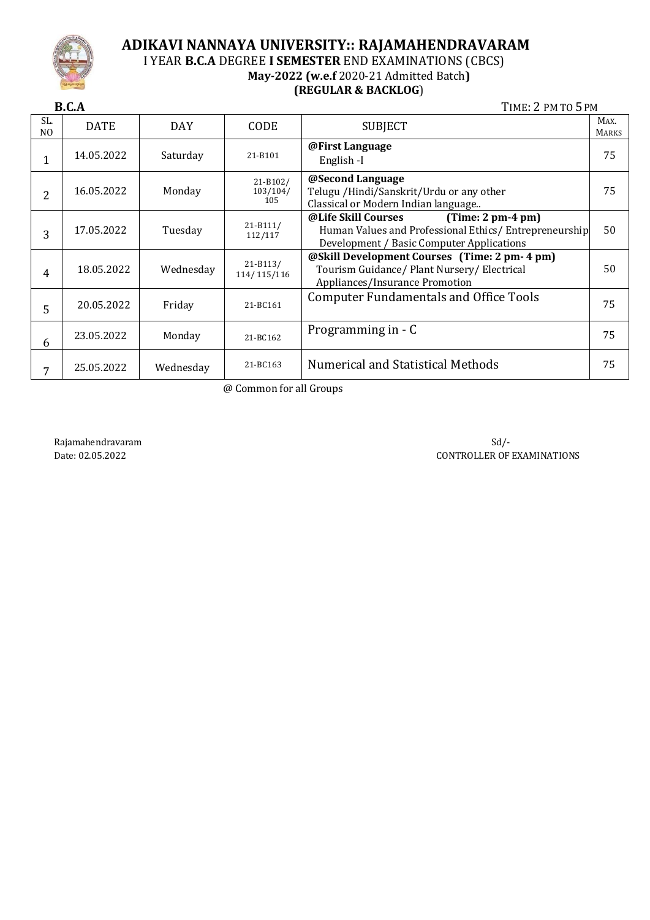# ADIKAVI NANNAYA UNIVERSITY:: RAJAMAHENDRAVARAM

I YEAR **B.C.A** DEGREE **I SEMESTER** END EXAMINATIONS (CBCS)

**May-2022 (w.e.f** 2020-21 Admitted Batch**)**

**(REGULAR & BACKLOG**)

**B.C.A** TIME: 2 PM TO 5 PM

| SL. NO | DATE | DAY | CODE | SUBJECT | MAX. MARKS |
|---|---|---|---|---|---|
| 1 | 14.05.2022 | Saturday | 21-B101 | **@First Language**<br>English -I | 75 |
| 2 | 16.05.2022 | Monday | 21-B102/ 103/104/ 105 | **@Second Language**<br>Telugu /Hindi/Sanskrit/Urdu or any other Classical or Modern Indian language.. | 75 |
| 3 | 17.05.2022 | Tuesday | 21-B111/ 112/117 | **@Life Skill Courses (Time: 2 pm-4 pm)**<br>Human Values and Professional Ethics/ Entrepreneurship Development / Basic Computer Applications | 50 |
| 4 | 18.05.2022 | Wednesday | 21-B113/ 114/ 115/116 | **@Skill Development Courses (Time: 2 pm- 4 pm)**<br>Tourism Guidance/ Plant Nursery/ Electrical Appliances/Insurance Promotion | 50 |
| 5 | 20.05.2022 | Friday | 21-BC161 | Computer Fundamentals and Office Tools | 75 |
| 6 | 23.05.2022 | Monday | 21-BC162 | Programming in - C | 75 |
| 7 | 25.05.2022 | Wednesday | 21-BC163 | Numerical and Statistical Methods | 75 |

@ Common for all Groups

Rajamahendravaram
Date: 02.05.2022

Sd/-
CONTROLLER OF EXAMINATIONS